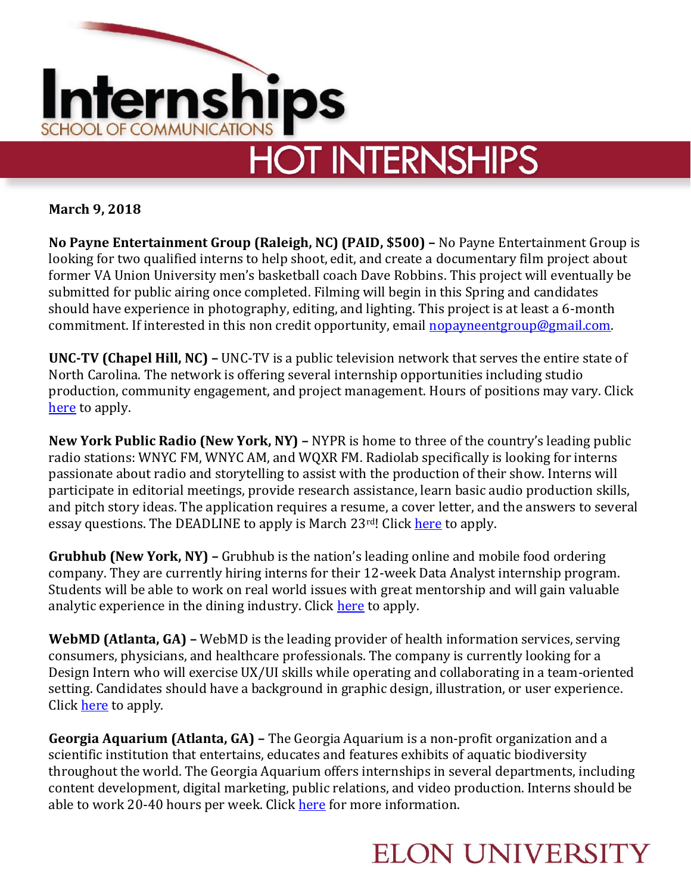# Internships

SCHOOL OF COMMUNICATIONS

## HOT INTERNSHIPS

**March 9, 2018**

**No Payne Entertainment Group (Raleigh, NC) (PAID, $500) –** No Payne Entertainment Group is looking for two qualified interns to help shoot, edit, and create a documentary film project about former VA Union University men's basketball coach Dave Robbins. This project will eventually be submitted for public airing once completed. Filming will begin in this Spring and candidates should have experience in photography, editing, and lighting. This project is at least a 6-month commitment. If interested in this non credit opportunity, email nopayneentgroup@gmail.com.

**UNC-TV (Chapel Hill, NC) –** UNC-TV is a public television network that serves the entire state of North Carolina. The network is offering several internship opportunities including studio production, community engagement, and project management. Hours of positions may vary. Click here to apply.

**New York Public Radio (New York, NY) –** NYPR is home to three of the country's leading public radio stations: WNYC FM, WNYC AM, and WQXR FM. Radiolab specifically is looking for interns passionate about radio and storytelling to assist with the production of their show. Interns will participate in editorial meetings, provide research assistance, learn basic audio production skills, and pitch story ideas. The application requires a resume, a cover letter, and the answers to several essay questions. The DEADLINE to apply is March 23rd! Click here to apply.

**Grubhub (New York, NY) –** Grubhub is the nation's leading online and mobile food ordering company. They are currently hiring interns for their 12-week Data Analyst internship program. Students will be able to work on real world issues with great mentorship and will gain valuable analytic experience in the dining industry. Click here to apply.

**WebMD (Atlanta, GA) –** WebMD is the leading provider of health information services, serving consumers, physicians, and healthcare professionals. The company is currently looking for a Design Intern who will exercise UX/UI skills while operating and collaborating in a team-oriented setting. Candidates should have a background in graphic design, illustration, or user experience. Click here to apply.

**Georgia Aquarium (Atlanta, GA) –** The Georgia Aquarium is a non-profit organization and a scientific institution that entertains, educates and features exhibits of aquatic biodiversity throughout the world. The Georgia Aquarium offers internships in several departments, including content development, digital marketing, public relations, and video production. Interns should be able to work 20-40 hours per week. Click here for more information.

ELON UNIVERSITY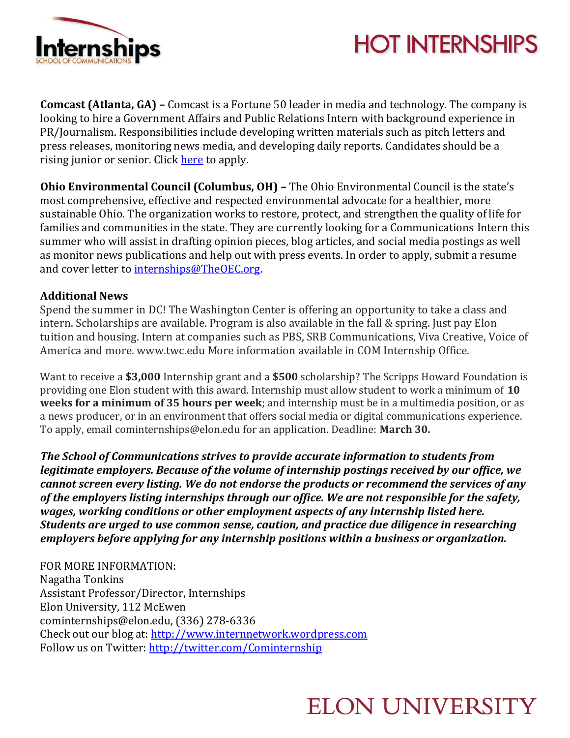**Comcast (Atlanta, GA) –** Comcast is a Fortune 50 leader in media and technology. The company is looking to hire a Government Affairs and Public Relations Intern with background experience in PR/Journalism. Responsibilities include developing written materials such as pitch letters and press releases, monitoring news media, and developing daily reports. Candidates should be a rising junior or senior. Click here to apply.

**Ohio Environmental Council (Columbus, OH) –** The Ohio Environmental Council is the state's most comprehensive, effective and respected environmental advocate for a healthier, more sustainable Ohio. The organization works to restore, protect, and strengthen the quality of life for families and communities in the state. They are currently looking for a Communications Intern this summer who will assist in drafting opinion pieces, blog articles, and social media postings as well as monitor news publications and help out with press events. In order to apply, submit a resume and cover letter to internships@TheOEC.org.

**Additional News**

Spend the summer in DC! The Washington Center is offering an opportunity to take a class and intern. Scholarships are available. Program is also available in the fall & spring. Just pay Elon tuition and housing. Intern at companies such as PBS, SRB Communications, Viva Creative, Voice of America and more. www.twc.edu More information available in COM Internship Office.

Want to receive a **$3,000** Internship grant and a **$500** scholarship? The Scripps Howard Foundation is providing one Elon student with this award. Internship must allow student to work a minimum of **10 weeks for a minimum of 35 hours per week**; and internship must be in a multimedia position, or as a news producer, or in an environment that offers social media or digital communications experience. To apply, email cominternships@elon.edu for an application. Deadline: **March 30.**

***The School of Communications strives to provide accurate information to students from legitimate employers. Because of the volume of internship postings received by our office, we cannot screen every listing. We do not endorse the products or recommend the services of any of the employers listing internships through our office. We are not responsible for the safety, wages, working conditions or other employment aspects of any internship listed here. Students are urged to use common sense, caution, and practice due diligence in researching employers before applying for any internship positions within a business or organization.***

FOR MORE INFORMATION:
Nagatha Tonkins
Assistant Professor/Director, Internships
Elon University, 112 McEwen
cominternships@elon.edu, (336) 278-6336
Check out our blog at: http://www.internnetwork.wordpress.com
Follow us on Twitter: http://twitter.com/Cominternship